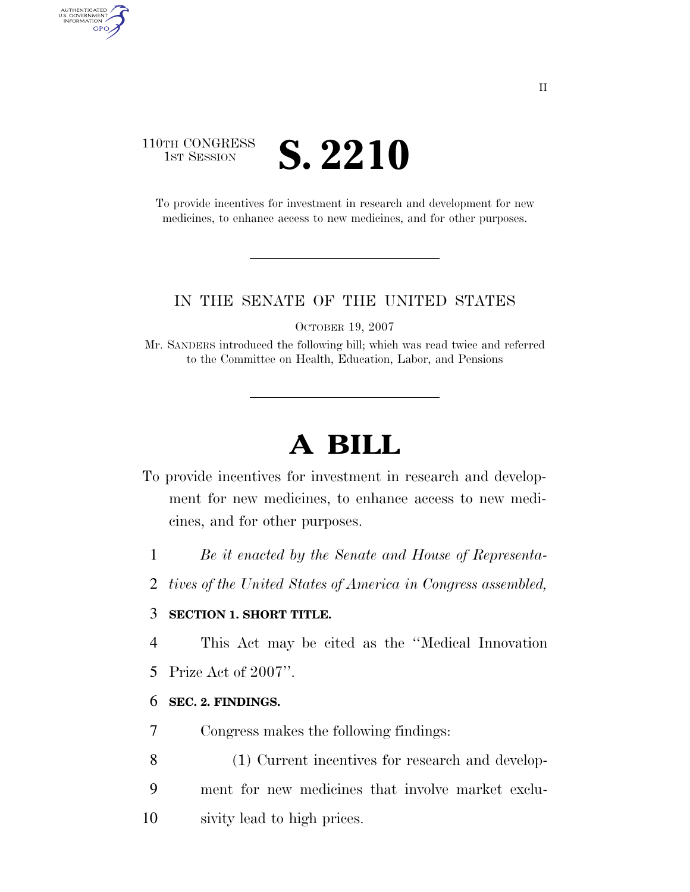110TH CONGRESS
1ST SESSION

# S. 2210

To provide incentives for investment in research and development for new medicines, to enhance access to new medicines, and for other purposes.

---

IN THE SENATE OF THE UNITED STATES

OCTOBER 19, 2007

Mr. SANDERS introduced the following bill; which was read twice and referred to the Committee on Health, Education, Labor, and Pensions

---

# A BILL

To provide incentives for investment in research and development for new medicines, to enhance access to new medicines, and for other purposes.

*Be it enacted by the Senate and House of Representatives of the United States of America in Congress assembled,*

**SECTION 1. SHORT TITLE.**

This Act may be cited as the ''Medical Innovation Prize Act of 2007''.

**SEC. 2. FINDINGS.**

Congress makes the following findings:

(1) Current incentives for research and development for new medicines that involve market exclusivity lead to high prices.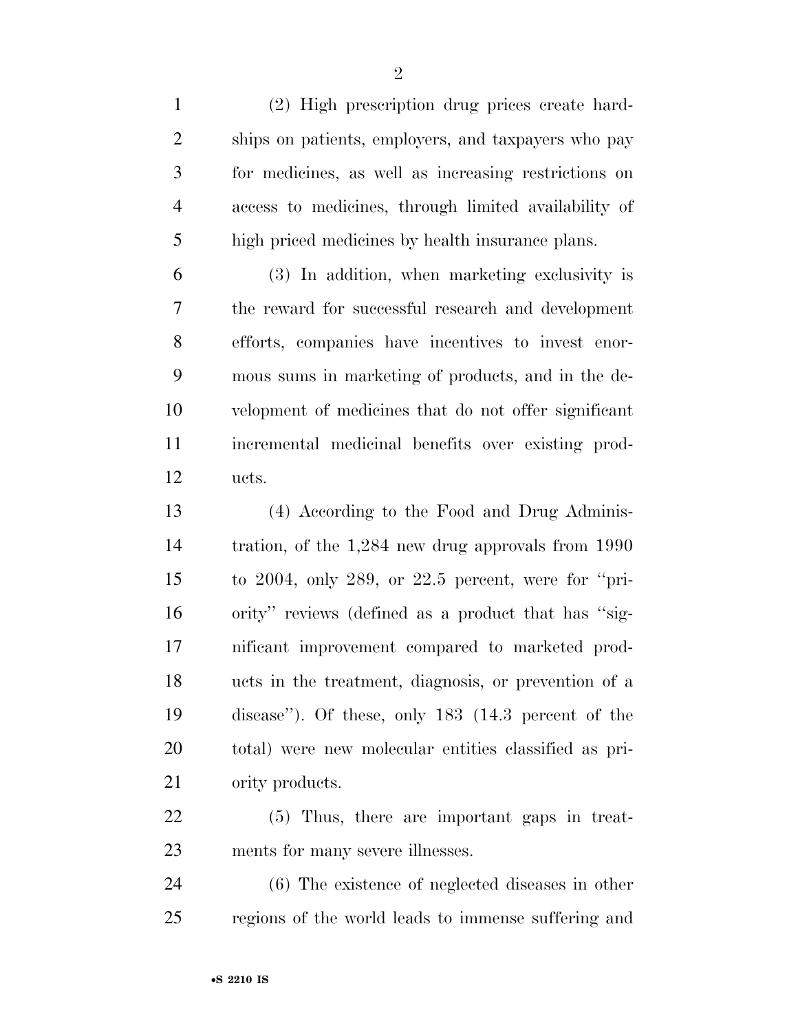(2) High prescription drug prices create hardships on patients, employers, and taxpayers who pay for medicines, as well as increasing restrictions on access to medicines, through limited availability of high priced medicines by health insurance plans.

(3) In addition, when marketing exclusivity is the reward for successful research and development efforts, companies have incentives to invest enormous sums in marketing of products, and in the development of medicines that do not offer significant incremental medicinal benefits over existing products.

(4) According to the Food and Drug Administration, of the 1,284 new drug approvals from 1990 to 2004, only 289, or 22.5 percent, were for "priority" reviews (defined as a product that has "significant improvement compared to marketed products in the treatment, diagnosis, or prevention of a disease"). Of these, only 183 (14.3 percent of the total) were new molecular entities classified as priority products.

(5) Thus, there are important gaps in treatments for many severe illnesses.

(6) The existence of neglected diseases in other regions of the world leads to immense suffering and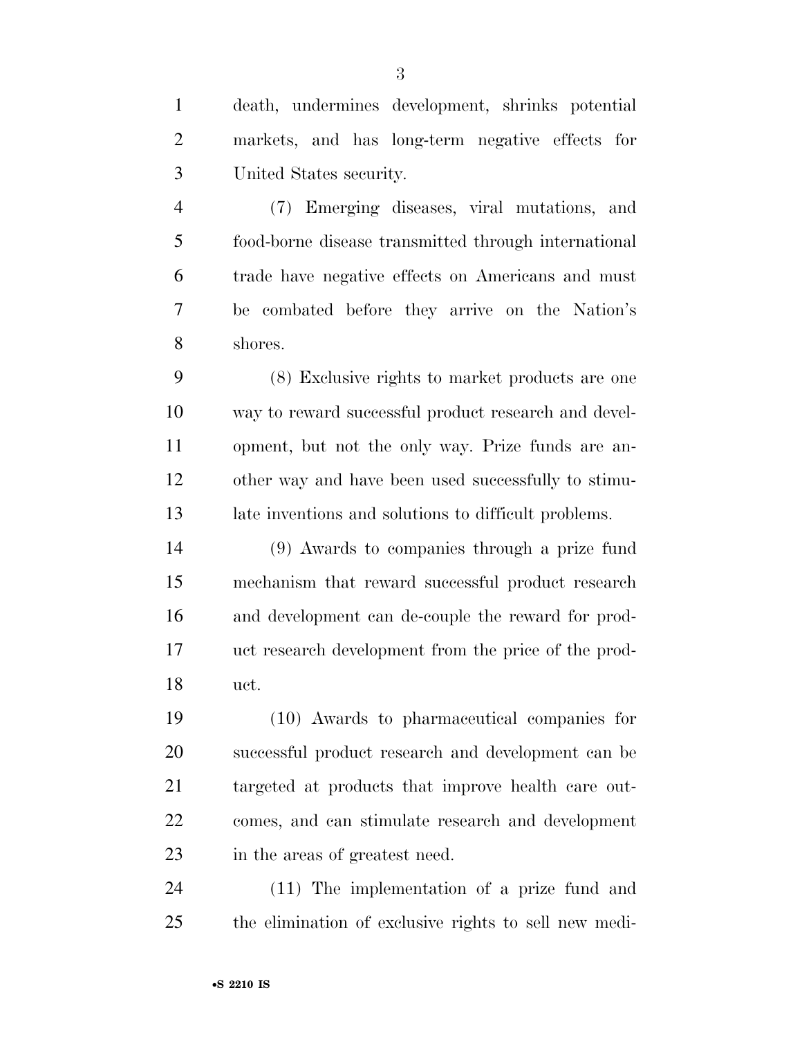death, undermines development, shrinks potential markets, and has long-term negative effects for United States security.

(7) Emerging diseases, viral mutations, and food-borne disease transmitted through international trade have negative effects on Americans and must be combated before they arrive on the Nation's shores.

(8) Exclusive rights to market products are one way to reward successful product research and development, but not the only way. Prize funds are another way and have been used successfully to stimulate inventions and solutions to difficult problems.

(9) Awards to companies through a prize fund mechanism that reward successful product research and development can de-couple the reward for product research development from the price of the product.

(10) Awards to pharmaceutical companies for successful product research and development can be targeted at products that improve health care outcomes, and can stimulate research and development in the areas of greatest need.

(11) The implementation of a prize fund and the elimination of exclusive rights to sell new medi-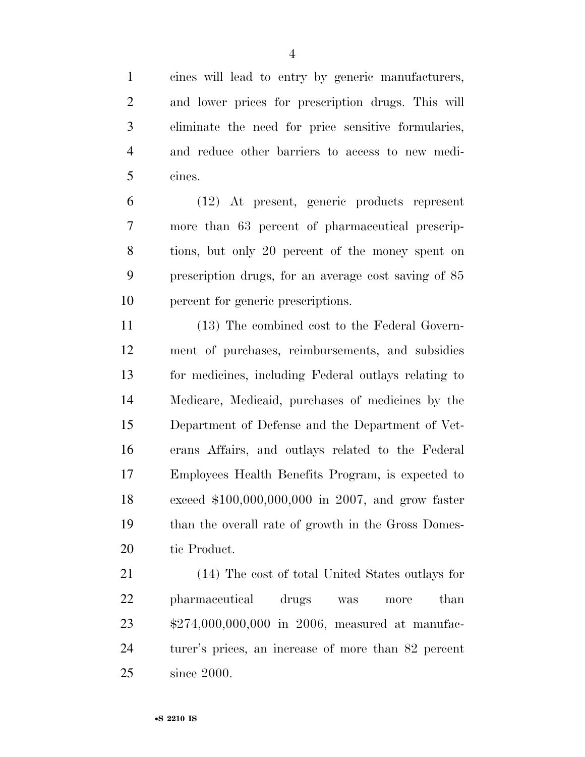cines will lead to entry by generic manufacturers, and lower prices for prescription drugs. This will eliminate the need for price sensitive formularies, and reduce other barriers to access to new medicines.

(12) At present, generic products represent more than 63 percent of pharmaceutical prescriptions, but only 20 percent of the money spent on prescription drugs, for an average cost saving of 85 percent for generic prescriptions.

(13) The combined cost to the Federal Government of purchases, reimbursements, and subsidies for medicines, including Federal outlays relating to Medicare, Medicaid, purchases of medicines by the Department of Defense and the Department of Veterans Affairs, and outlays related to the Federal Employees Health Benefits Program, is expected to exceed $100,000,000,000 in 2007, and grow faster than the overall rate of growth in the Gross Domestic Product.

(14) The cost of total United States outlays for pharmaceutical drugs was more than $274,000,000,000 in 2006, measured at manufacturer's prices, an increase of more than 82 percent since 2000.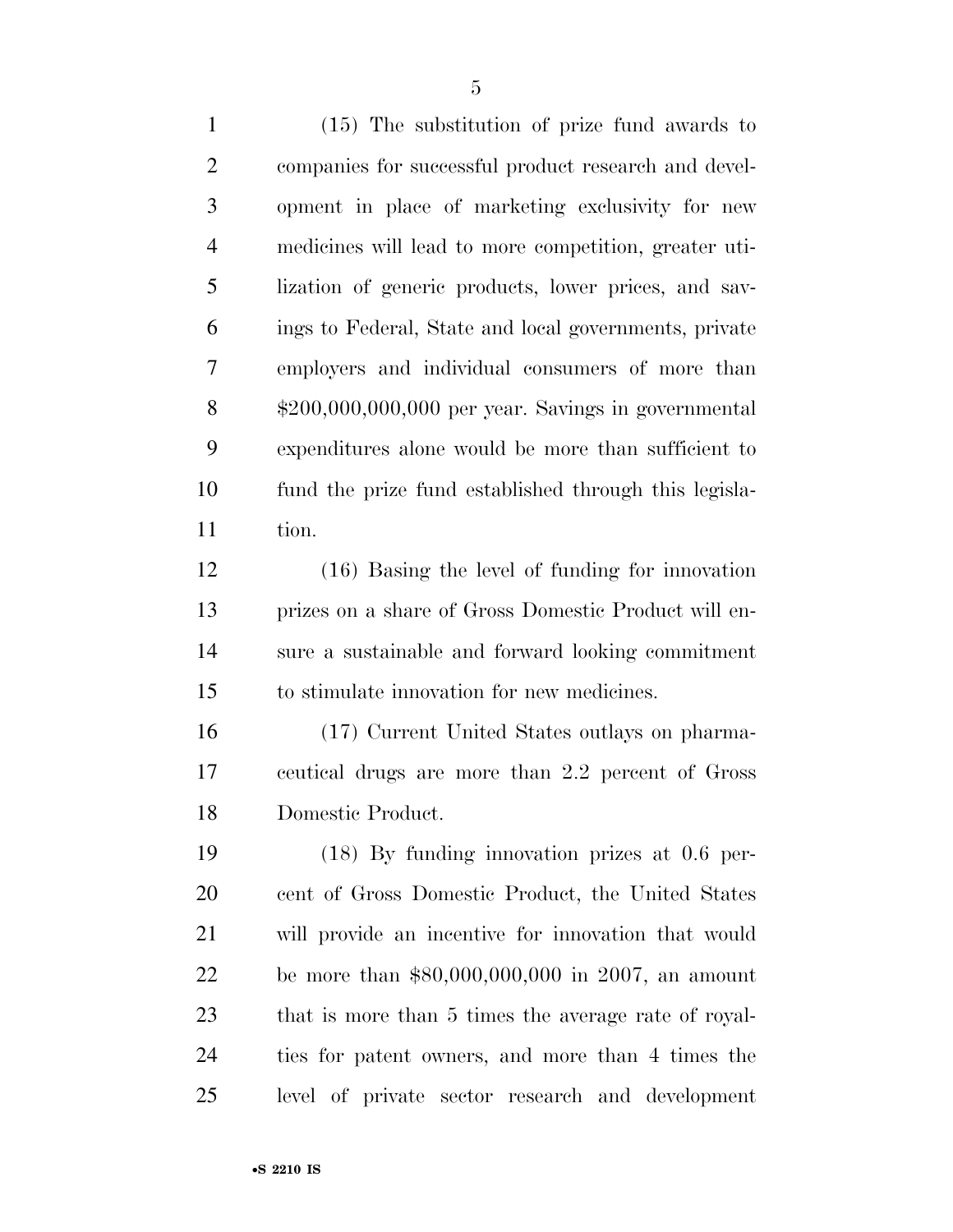(15) The substitution of prize fund awards to companies for successful product research and development in place of marketing exclusivity for new medicines will lead to more competition, greater utilization of generic products, lower prices, and savings to Federal, State and local governments, private employers and individual consumers of more than $200,000,000,000 per year. Savings in governmental expenditures alone would be more than sufficient to fund the prize fund established through this legislation.

(16) Basing the level of funding for innovation prizes on a share of Gross Domestic Product will ensure a sustainable and forward looking commitment to stimulate innovation for new medicines.

(17) Current United States outlays on pharmaceutical drugs are more than 2.2 percent of Gross Domestic Product.

(18) By funding innovation prizes at 0.6 percent of Gross Domestic Product, the United States will provide an incentive for innovation that would be more than $80,000,000,000 in 2007, an amount that is more than 5 times the average rate of royalties for patent owners, and more than 4 times the level of private sector research and development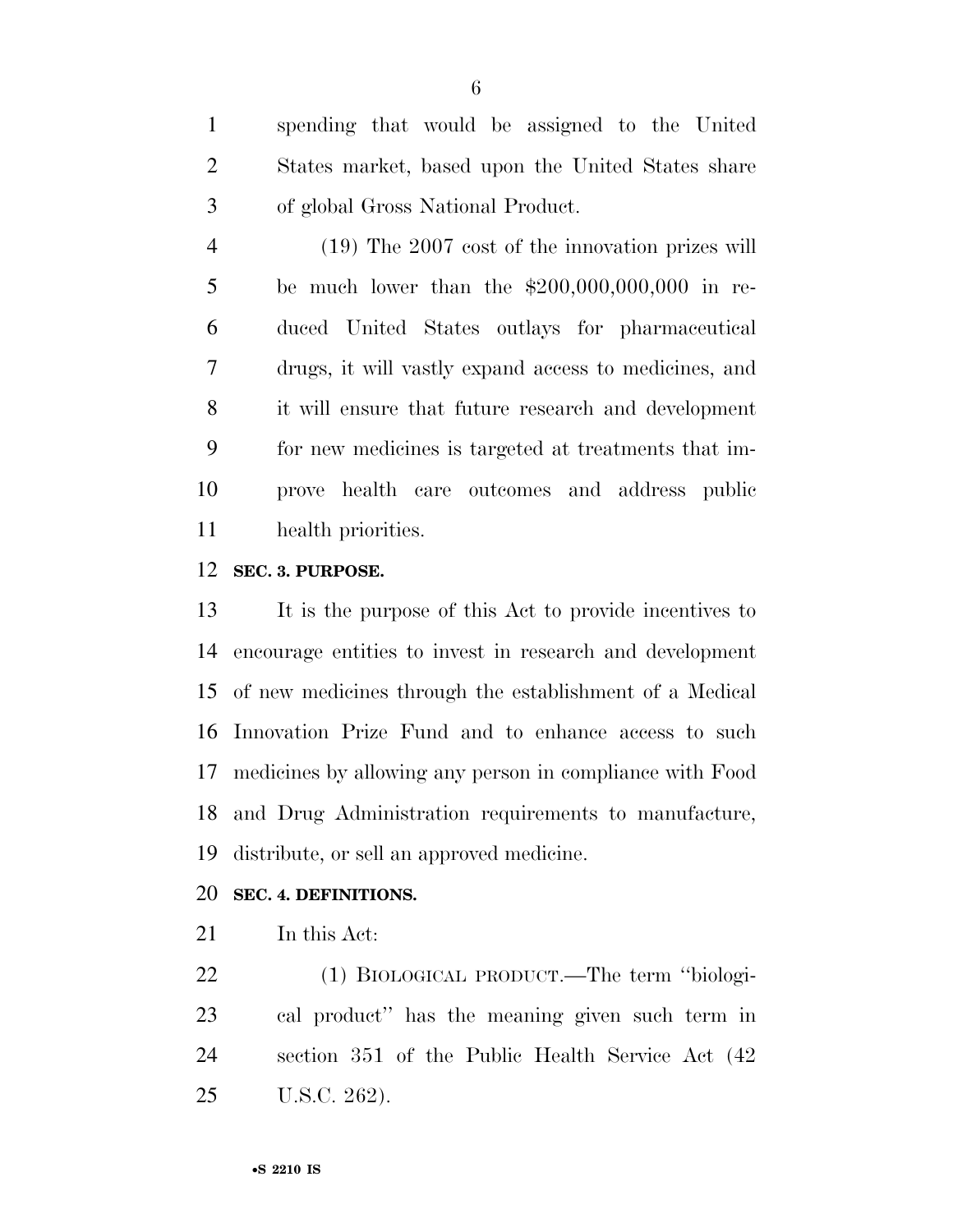spending that would be assigned to the United States market, based upon the United States share of global Gross National Product.

(19) The 2007 cost of the innovation prizes will be much lower than the $200,000,000,000 in reduced United States outlays for pharmaceutical drugs, it will vastly expand access to medicines, and it will ensure that future research and development for new medicines is targeted at treatments that improve health care outcomes and address public health priorities.

**SEC. 3. PURPOSE.**

It is the purpose of this Act to provide incentives to encourage entities to invest in research and development of new medicines through the establishment of a Medical Innovation Prize Fund and to enhance access to such medicines by allowing any person in compliance with Food and Drug Administration requirements to manufacture, distribute, or sell an approved medicine.

**SEC. 4. DEFINITIONS.**

In this Act:

(1) BIOLOGICAL PRODUCT.—The term ''biological product'' has the meaning given such term in section 351 of the Public Health Service Act (42 U.S.C. 262).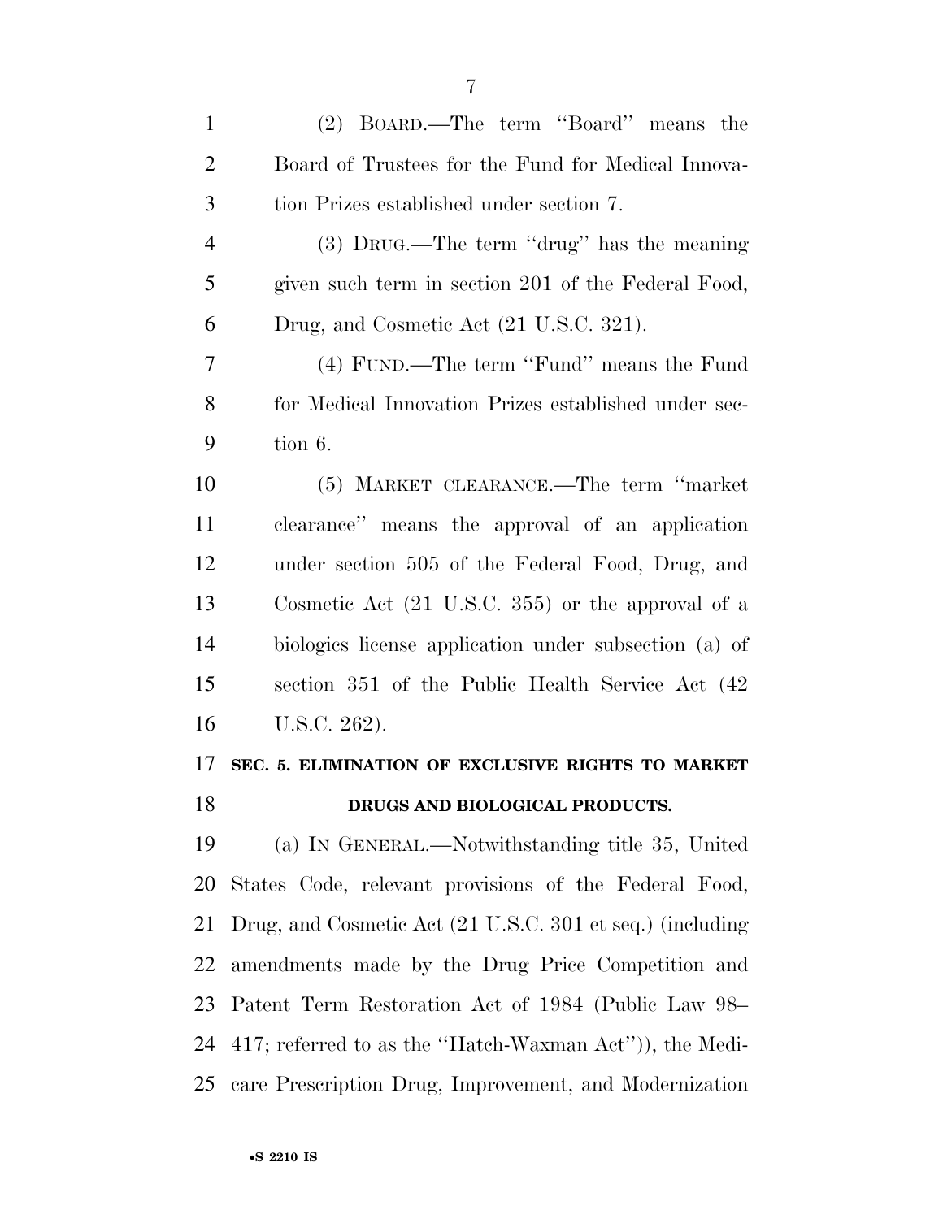(2) BOARD.—The term "Board" means the Board of Trustees for the Fund for Medical Innovation Prizes established under section 7.

(3) DRUG.—The term "drug" has the meaning given such term in section 201 of the Federal Food, Drug, and Cosmetic Act (21 U.S.C. 321).

(4) FUND.—The term "Fund" means the Fund for Medical Innovation Prizes established under section 6.

(5) MARKET CLEARANCE.—The term "market clearance" means the approval of an application under section 505 of the Federal Food, Drug, and Cosmetic Act (21 U.S.C. 355) or the approval of a biologics license application under subsection (a) of section 351 of the Public Health Service Act (42 U.S.C. 262).

## SEC. 5. ELIMINATION OF EXCLUSIVE RIGHTS TO MARKET DRUGS AND BIOLOGICAL PRODUCTS.

(a) IN GENERAL.—Notwithstanding title 35, United States Code, relevant provisions of the Federal Food, Drug, and Cosmetic Act (21 U.S.C. 301 et seq.) (including amendments made by the Drug Price Competition and Patent Term Restoration Act of 1984 (Public Law 98–417; referred to as the "Hatch-Waxman Act")), the Medicare Prescription Drug, Improvement, and Modernization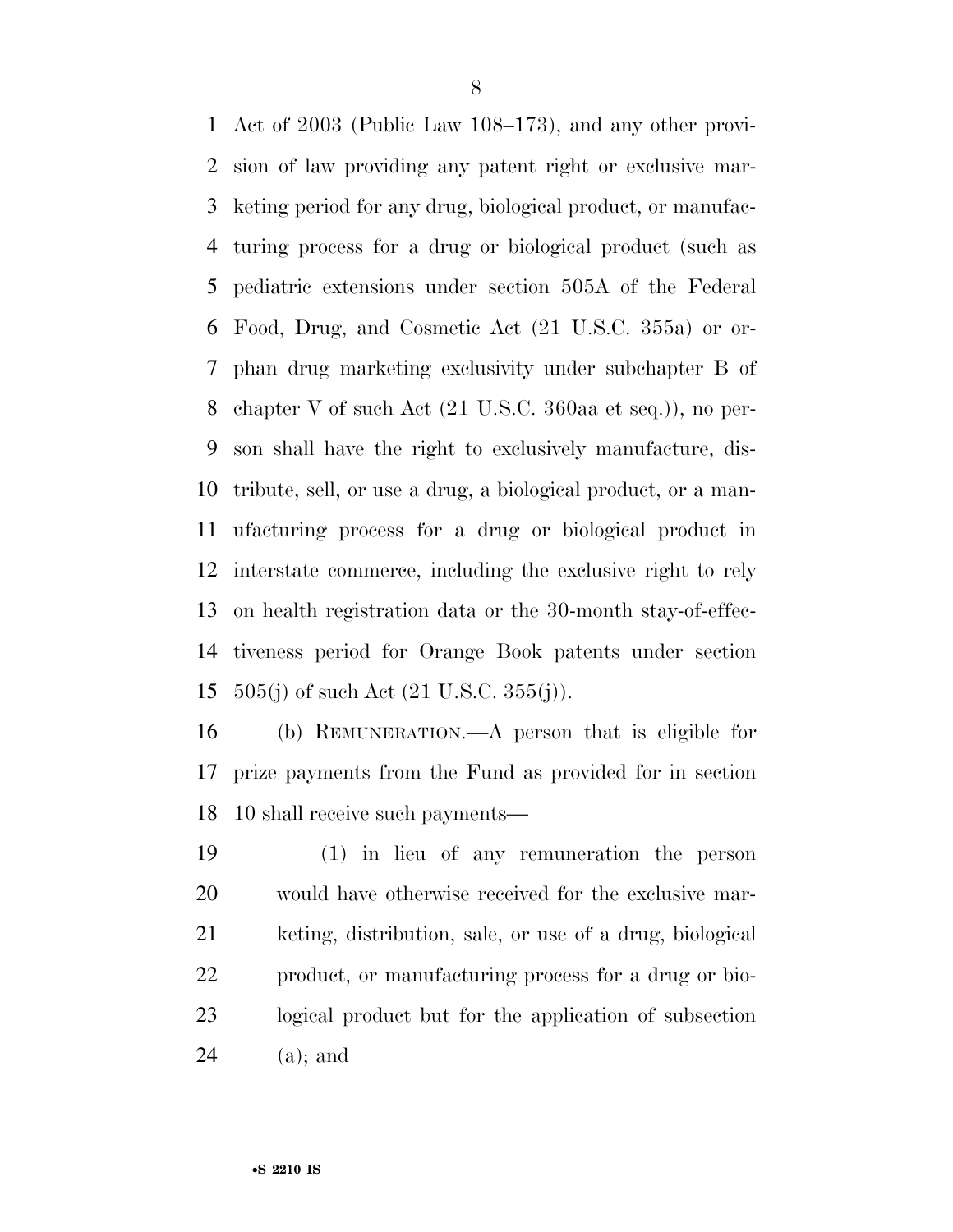Act of 2003 (Public Law 108–173), and any other provision of law providing any patent right or exclusive marketing period for any drug, biological product, or manufacturing process for a drug or biological product (such as pediatric extensions under section 505A of the Federal Food, Drug, and Cosmetic Act (21 U.S.C. 355a) or orphan drug marketing exclusivity under subchapter B of chapter V of such Act (21 U.S.C. 360aa et seq.)), no person shall have the right to exclusively manufacture, distribute, sell, or use a drug, a biological product, or a manufacturing process for a drug or biological product in interstate commerce, including the exclusive right to rely on health registration data or the 30-month stay-of-effectiveness period for Orange Book patents under section 505(j) of such Act (21 U.S.C. 355(j)).

(b) REMUNERATION.—A person that is eligible for prize payments from the Fund as provided for in section 10 shall receive such payments—

(1) in lieu of any remuneration the person would have otherwise received for the exclusive marketing, distribution, sale, or use of a drug, biological product, or manufacturing process for a drug or biological product but for the application of subsection (a); and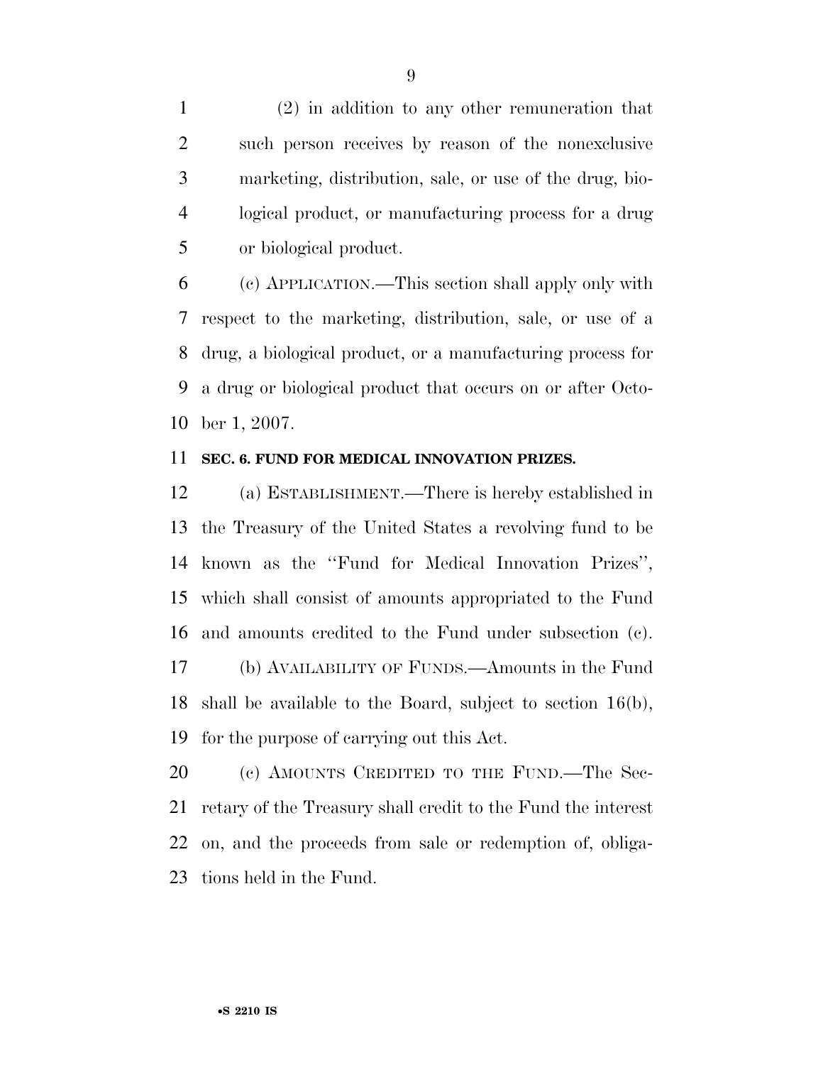(2) in addition to any other remuneration that such person receives by reason of the nonexclusive marketing, distribution, sale, or use of the drug, biological product, or manufacturing process for a drug or biological product.

(c) APPLICATION.—This section shall apply only with respect to the marketing, distribution, sale, or use of a drug, a biological product, or a manufacturing process for a drug or biological product that occurs on or after October 1, 2007.

**SEC. 6. FUND FOR MEDICAL INNOVATION PRIZES.**

(a) ESTABLISHMENT.—There is hereby established in the Treasury of the United States a revolving fund to be known as the ''Fund for Medical Innovation Prizes'', which shall consist of amounts appropriated to the Fund and amounts credited to the Fund under subsection (c).

(b) AVAILABILITY OF FUNDS.—Amounts in the Fund shall be available to the Board, subject to section 16(b), for the purpose of carrying out this Act.

(c) AMOUNTS CREDITED TO THE FUND.—The Secretary of the Treasury shall credit to the Fund the interest on, and the proceeds from sale or redemption of, obligations held in the Fund.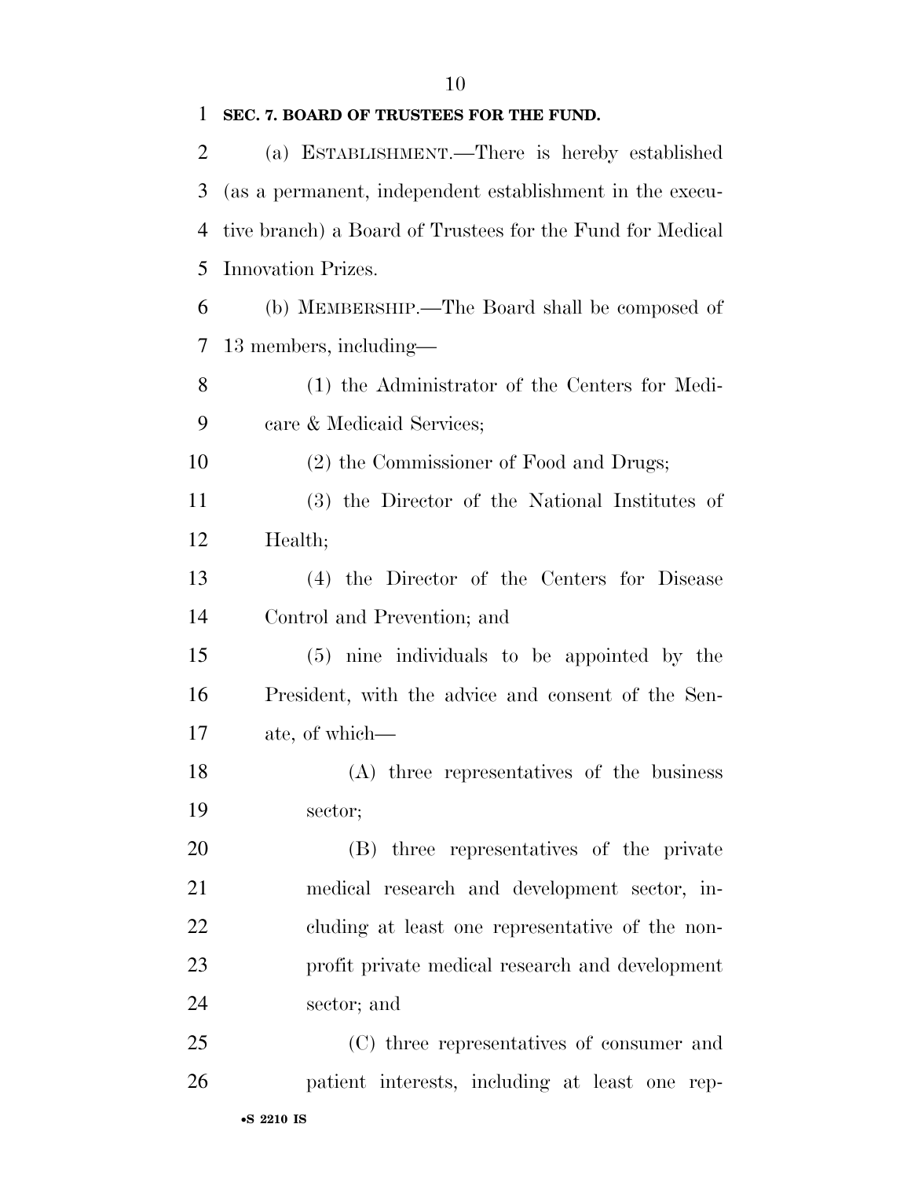**SEC. 7. BOARD OF TRUSTEES FOR THE FUND.**

(a) ESTABLISHMENT.—There is hereby established (as a permanent, independent establishment in the executive branch) a Board of Trustees for the Fund for Medical Innovation Prizes.

(b) MEMBERSHIP.—The Board shall be composed of 13 members, including—

(1) the Administrator of the Centers for Medicare & Medicaid Services;

(2) the Commissioner of Food and Drugs;

(3) the Director of the National Institutes of Health;

(4) the Director of the Centers for Disease Control and Prevention; and

(5) nine individuals to be appointed by the President, with the advice and consent of the Senate, of which—

(A) three representatives of the business sector;

(B) three representatives of the private medical research and development sector, including at least one representative of the nonprofit private medical research and development sector; and

(C) three representatives of consumer and patient interests, including at least one rep-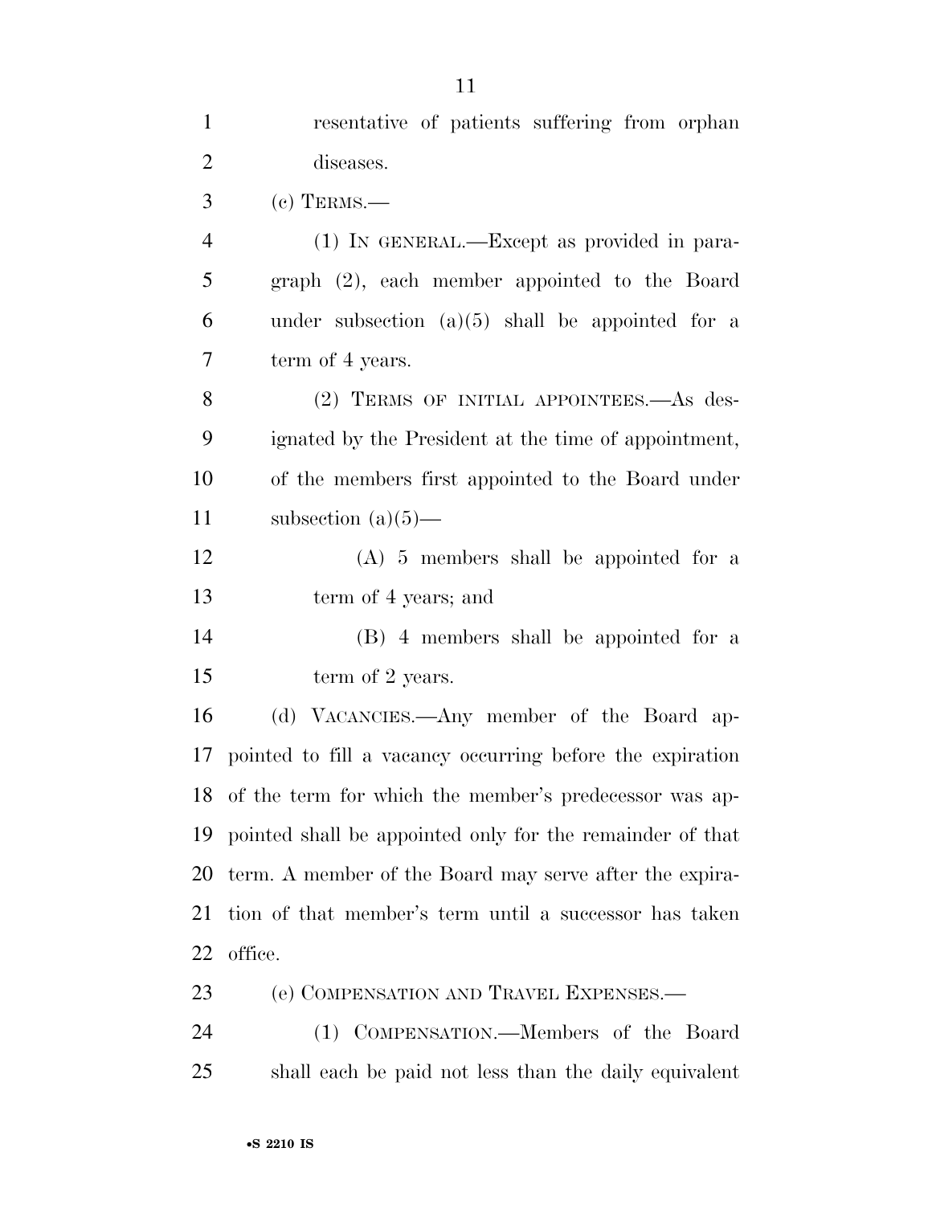resentative of patients suffering from orphan diseases.

(c) TERMS.—

(1) IN GENERAL.—Except as provided in paragraph (2), each member appointed to the Board under subsection (a)(5) shall be appointed for a term of 4 years.

(2) TERMS OF INITIAL APPOINTEES.—As designated by the President at the time of appointment, of the members first appointed to the Board under subsection (a)(5)—

(A) 5 members shall be appointed for a term of 4 years; and

(B) 4 members shall be appointed for a term of 2 years.

(d) VACANCIES.—Any member of the Board appointed to fill a vacancy occurring before the expiration of the term for which the member's predecessor was appointed shall be appointed only for the remainder of that term. A member of the Board may serve after the expiration of that member's term until a successor has taken office.

(e) COMPENSATION AND TRAVEL EXPENSES.—

(1) COMPENSATION.—Members of the Board shall each be paid not less than the daily equivalent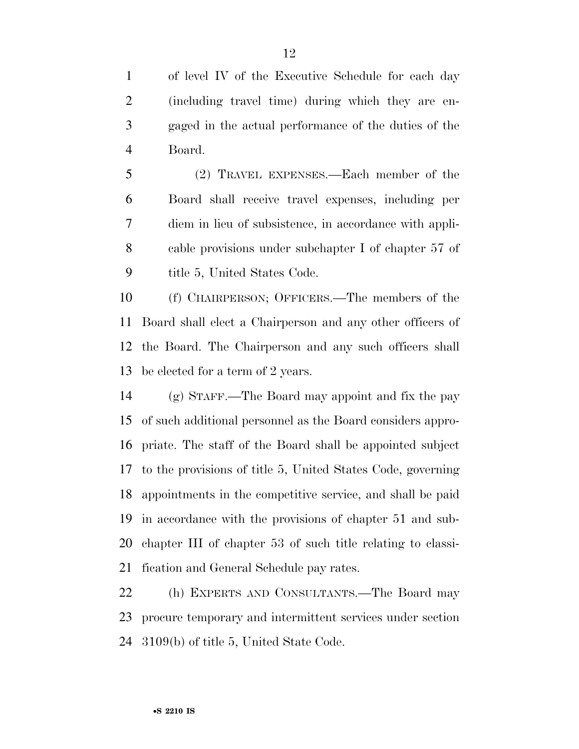of level IV of the Executive Schedule for each day (including travel time) during which they are engaged in the actual performance of the duties of the Board.

(2) TRAVEL EXPENSES.—Each member of the Board shall receive travel expenses, including per diem in lieu of subsistence, in accordance with applicable provisions under subchapter I of chapter 57 of title 5, United States Code.

(f) CHAIRPERSON; OFFICERS.—The members of the Board shall elect a Chairperson and any other officers of the Board. The Chairperson and any such officers shall be elected for a term of 2 years.

(g) STAFF.—The Board may appoint and fix the pay of such additional personnel as the Board considers appropriate. The staff of the Board shall be appointed subject to the provisions of title 5, United States Code, governing appointments in the competitive service, and shall be paid in accordance with the provisions of chapter 51 and subchapter III of chapter 53 of such title relating to classification and General Schedule pay rates.

(h) EXPERTS AND CONSULTANTS.—The Board may procure temporary and intermittent services under section 3109(b) of title 5, United State Code.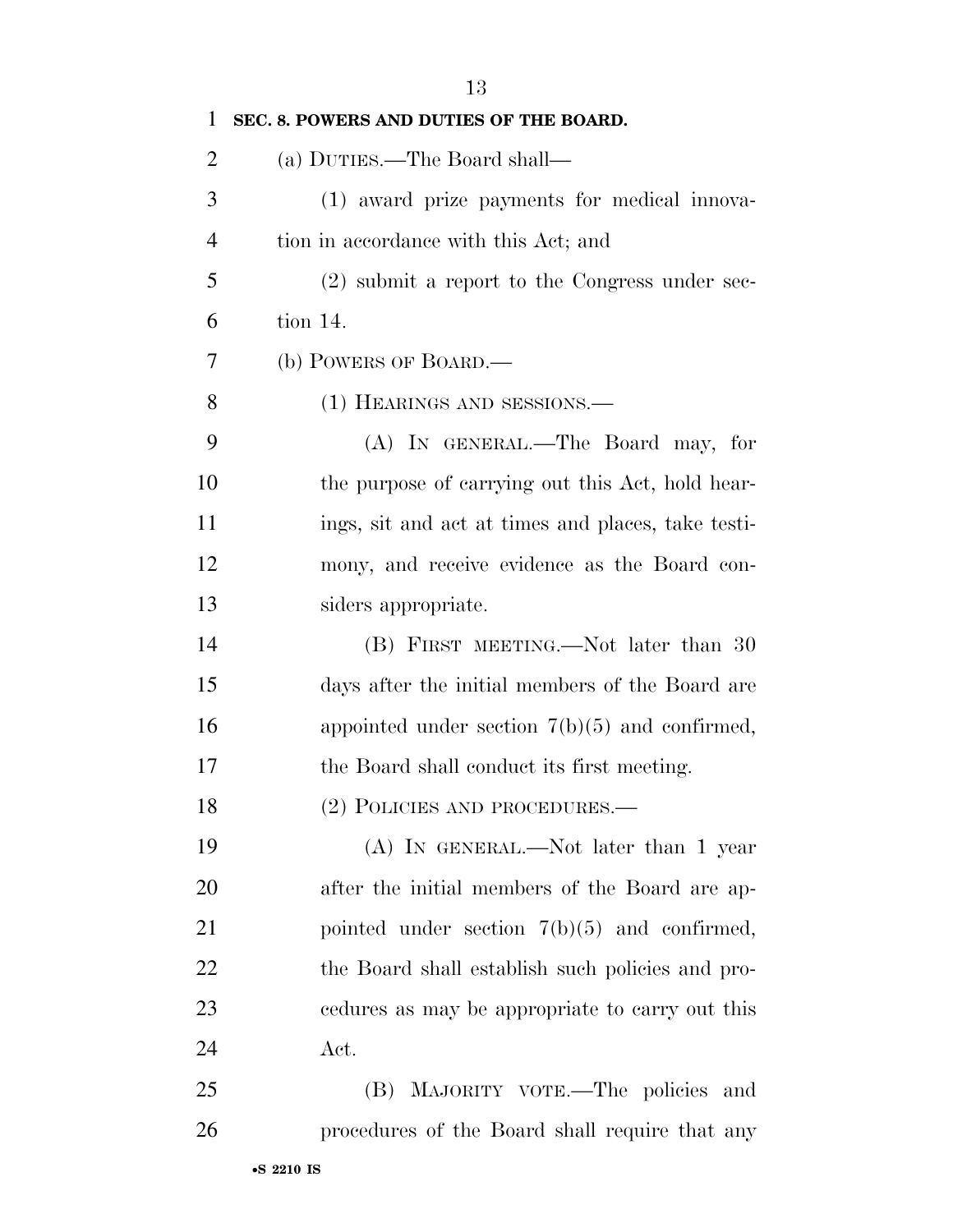**SEC. 8. POWERS AND DUTIES OF THE BOARD.**

(a) DUTIES.—The Board shall—

(1) award prize payments for medical innovation in accordance with this Act; and

(2) submit a report to the Congress under section 14.

(b) POWERS OF BOARD.—

(1) HEARINGS AND SESSIONS.—

(A) IN GENERAL.—The Board may, for the purpose of carrying out this Act, hold hearings, sit and act at times and places, take testimony, and receive evidence as the Board considers appropriate.

(B) FIRST MEETING.—Not later than 30 days after the initial members of the Board are appointed under section 7(b)(5) and confirmed, the Board shall conduct its first meeting.

(2) POLICIES AND PROCEDURES.—

(A) IN GENERAL.—Not later than 1 year after the initial members of the Board are appointed under section 7(b)(5) and confirmed, the Board shall establish such policies and procedures as may be appropriate to carry out this Act.

(B) MAJORITY VOTE.—The policies and procedures of the Board shall require that any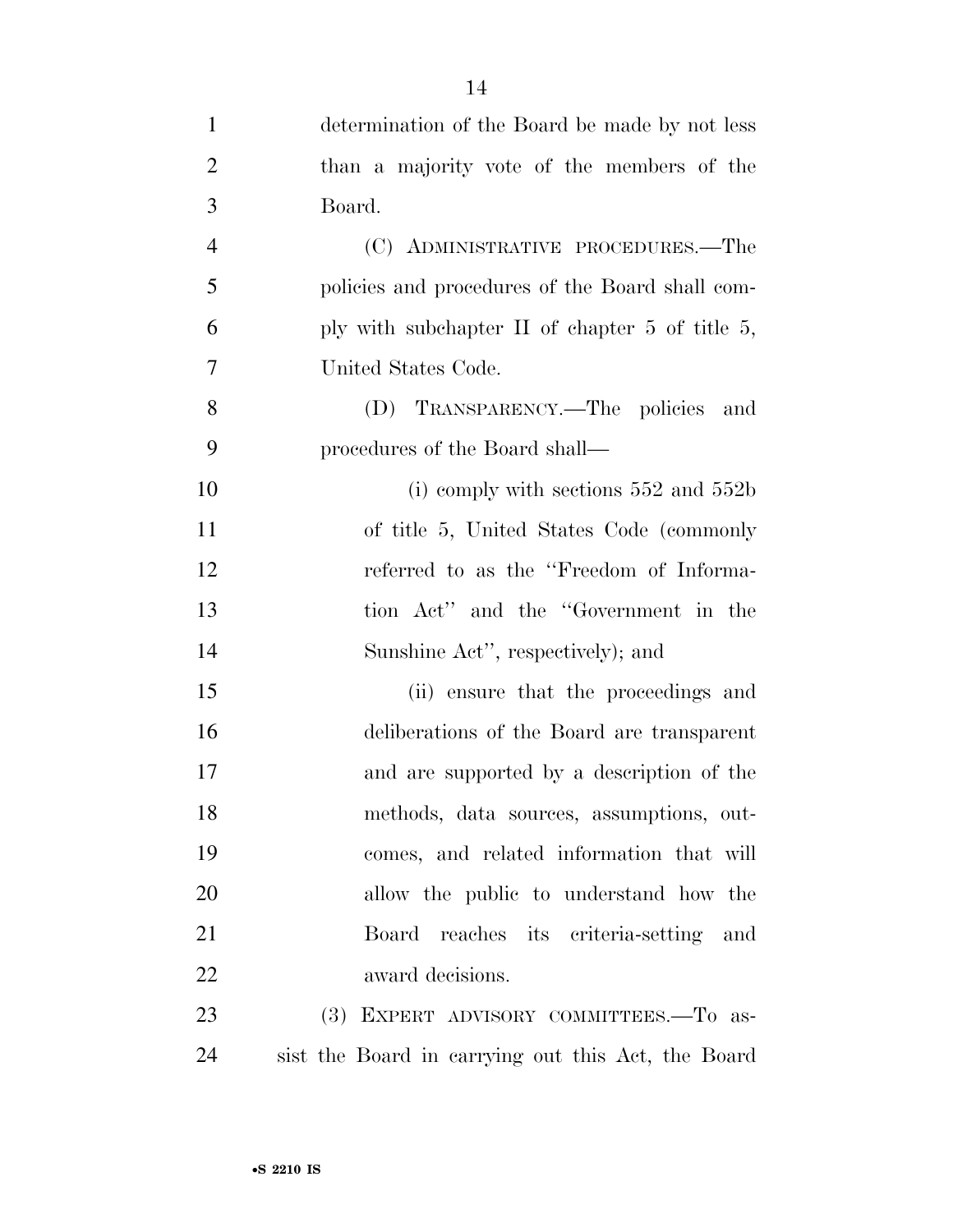determination of the Board be made by not less than a majority vote of the members of the Board.

(C) ADMINISTRATIVE PROCEDURES.—The policies and procedures of the Board shall comply with subchapter II of chapter 5 of title 5, United States Code.

(D) TRANSPARENCY.—The policies and procedures of the Board shall—

(i) comply with sections 552 and 552b of title 5, United States Code (commonly referred to as the "Freedom of Information Act" and the "Government in the Sunshine Act", respectively); and

(ii) ensure that the proceedings and deliberations of the Board are transparent and are supported by a description of the methods, data sources, assumptions, outcomes, and related information that will allow the public to understand how the Board reaches its criteria-setting and award decisions.

(3) EXPERT ADVISORY COMMITTEES.—To assist the Board in carrying out this Act, the Board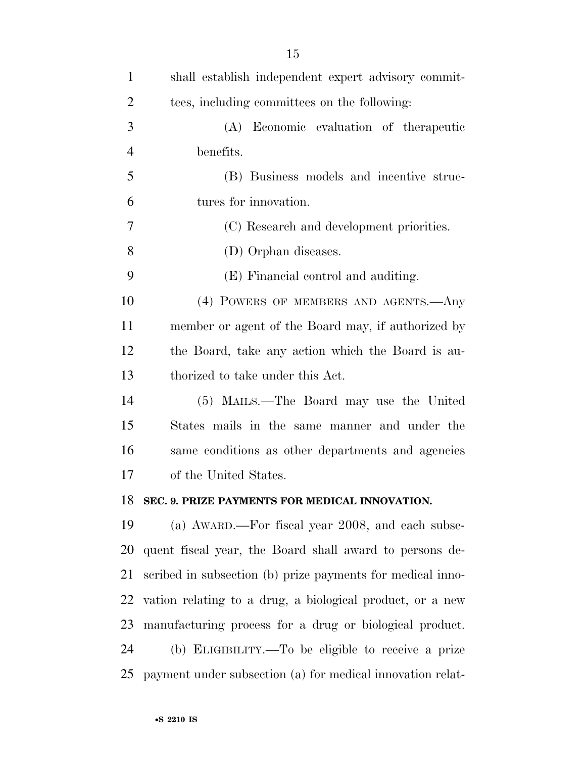shall establish independent expert advisory committees, including committees on the following:

(A) Economic evaluation of therapeutic benefits.

(B) Business models and incentive structures for innovation.

(C) Research and development priorities.

(D) Orphan diseases.

(E) Financial control and auditing.

(4) POWERS OF MEMBERS AND AGENTS.—Any member or agent of the Board may, if authorized by the Board, take any action which the Board is authorized to take under this Act.

(5) MAILS.—The Board may use the United States mails in the same manner and under the same conditions as other departments and agencies of the United States.

**SEC. 9. PRIZE PAYMENTS FOR MEDICAL INNOVATION.**

(a) AWARD.—For fiscal year 2008, and each subsequent fiscal year, the Board shall award to persons described in subsection (b) prize payments for medical innovation relating to a drug, a biological product, or a new manufacturing process for a drug or biological product.

(b) ELIGIBILITY.—To be eligible to receive a prize payment under subsection (a) for medical innovation relat-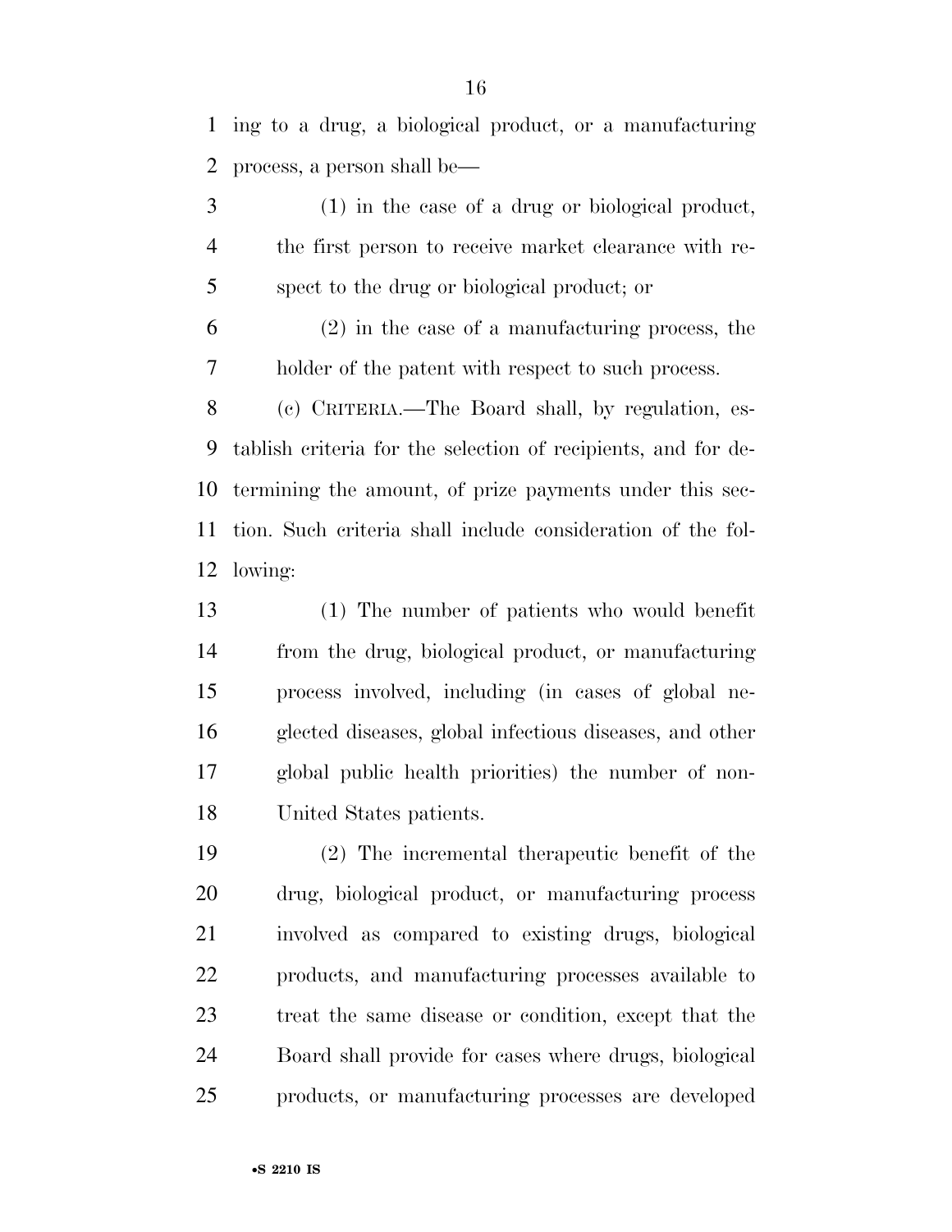ing to a drug, a biological product, or a manufacturing process, a person shall be—

(1) in the case of a drug or biological product, the first person to receive market clearance with respect to the drug or biological product; or

(2) in the case of a manufacturing process, the holder of the patent with respect to such process.

(c) CRITERIA.—The Board shall, by regulation, establish criteria for the selection of recipients, and for determining the amount, of prize payments under this section. Such criteria shall include consideration of the following:

(1) The number of patients who would benefit from the drug, biological product, or manufacturing process involved, including (in cases of global neglected diseases, global infectious diseases, and other global public health priorities) the number of non-United States patients.

(2) The incremental therapeutic benefit of the drug, biological product, or manufacturing process involved as compared to existing drugs, biological products, and manufacturing processes available to treat the same disease or condition, except that the Board shall provide for cases where drugs, biological products, or manufacturing processes are developed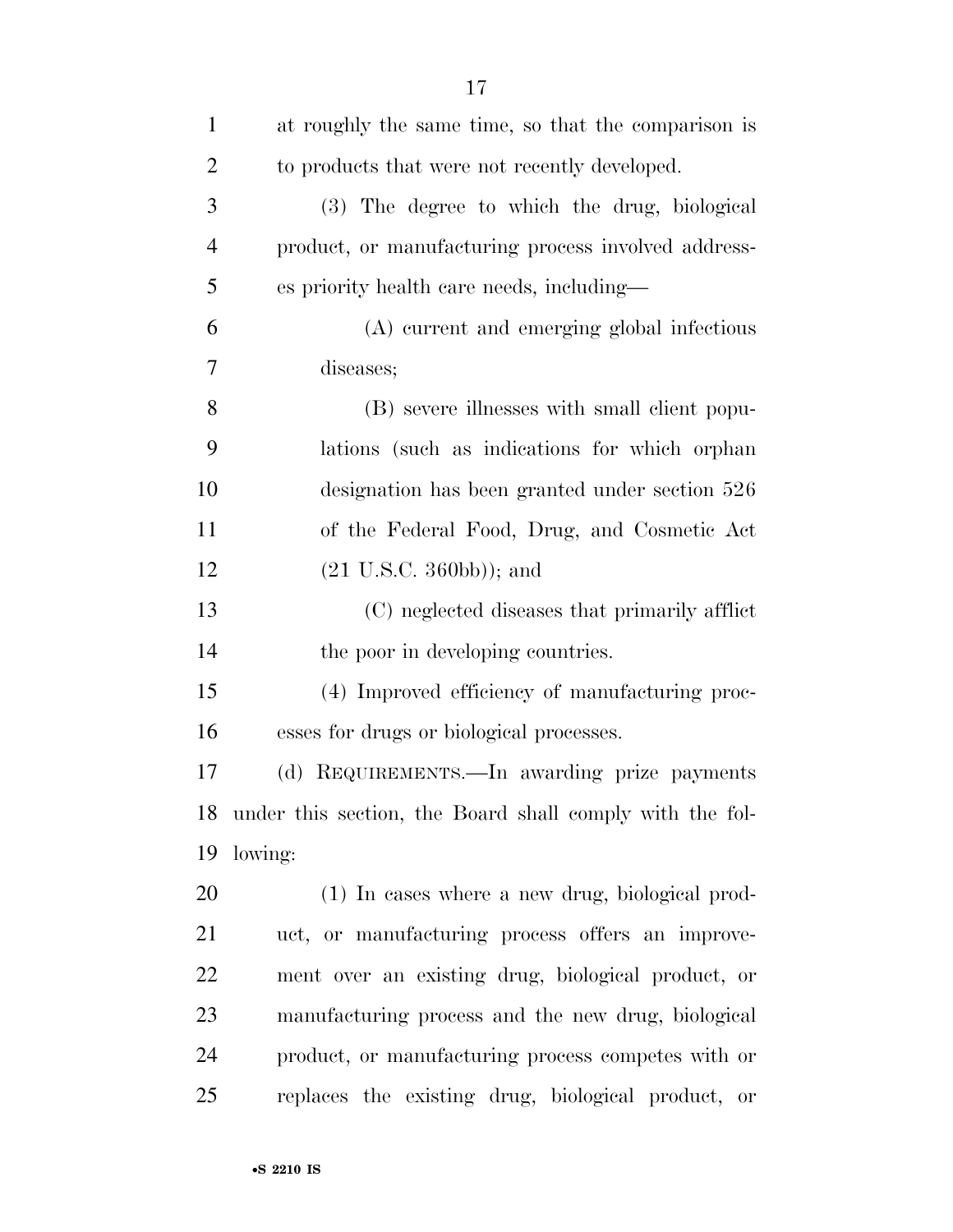at roughly the same time, so that the comparison is to products that were not recently developed.

(3) The degree to which the drug, biological product, or manufacturing process involved addresses priority health care needs, including—

(A) current and emerging global infectious diseases;

(B) severe illnesses with small client populations (such as indications for which orphan designation has been granted under section 526 of the Federal Food, Drug, and Cosmetic Act (21 U.S.C. 360bb)); and

(C) neglected diseases that primarily afflict the poor in developing countries.

(4) Improved efficiency of manufacturing processes for drugs or biological processes.

(d) REQUIREMENTS.—In awarding prize payments under this section, the Board shall comply with the following:

(1) In cases where a new drug, biological product, or manufacturing process offers an improvement over an existing drug, biological product, or manufacturing process and the new drug, biological product, or manufacturing process competes with or replaces the existing drug, biological product, or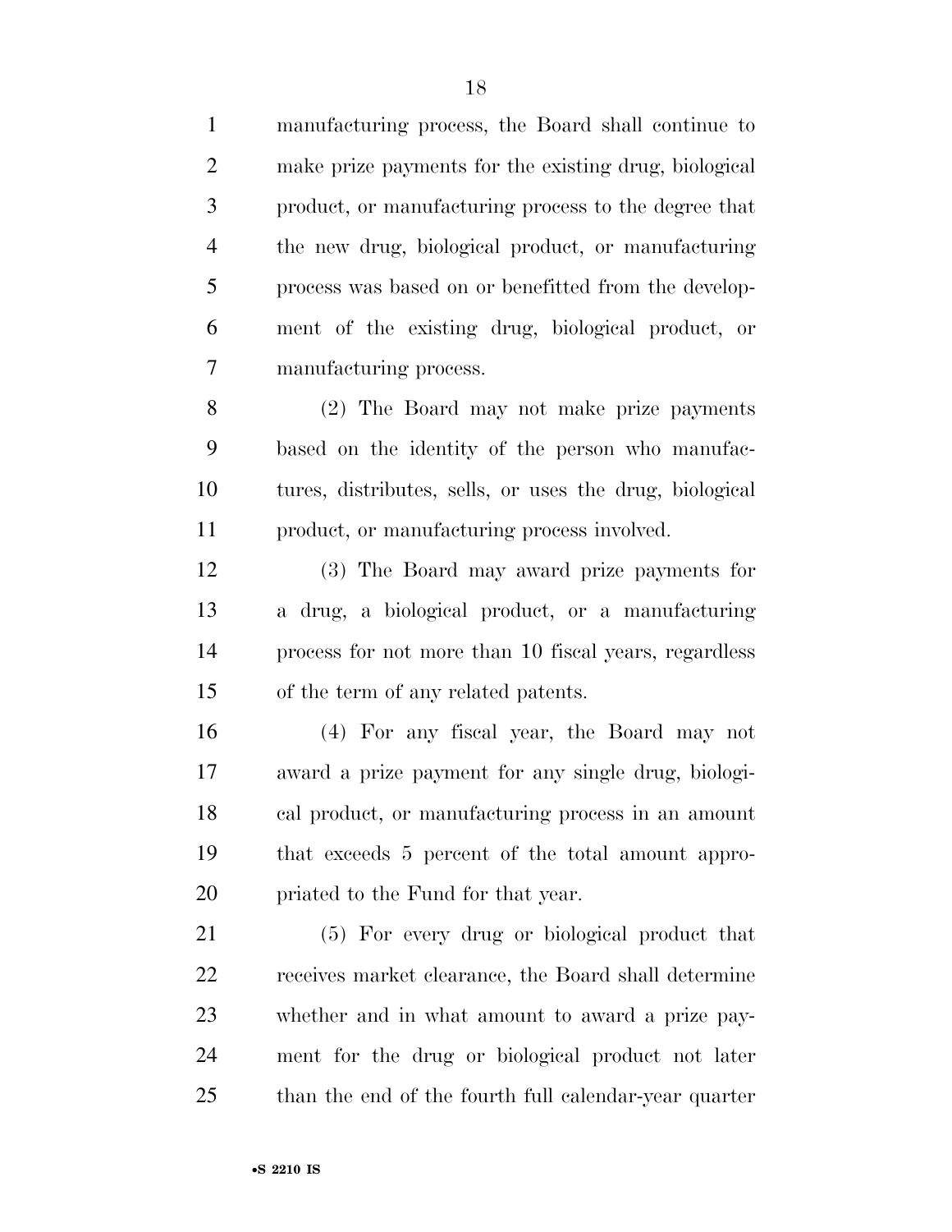manufacturing process, the Board shall continue to make prize payments for the existing drug, biological product, or manufacturing process to the degree that the new drug, biological product, or manufacturing process was based on or benefitted from the development of the existing drug, biological product, or manufacturing process.

(2) The Board may not make prize payments based on the identity of the person who manufactures, distributes, sells, or uses the drug, biological product, or manufacturing process involved.

(3) The Board may award prize payments for a drug, a biological product, or a manufacturing process for not more than 10 fiscal years, regardless of the term of any related patents.

(4) For any fiscal year, the Board may not award a prize payment for any single drug, biological product, or manufacturing process in an amount that exceeds 5 percent of the total amount appropriated to the Fund for that year.

(5) For every drug or biological product that receives market clearance, the Board shall determine whether and in what amount to award a prize payment for the drug or biological product not later than the end of the fourth full calendar-year quarter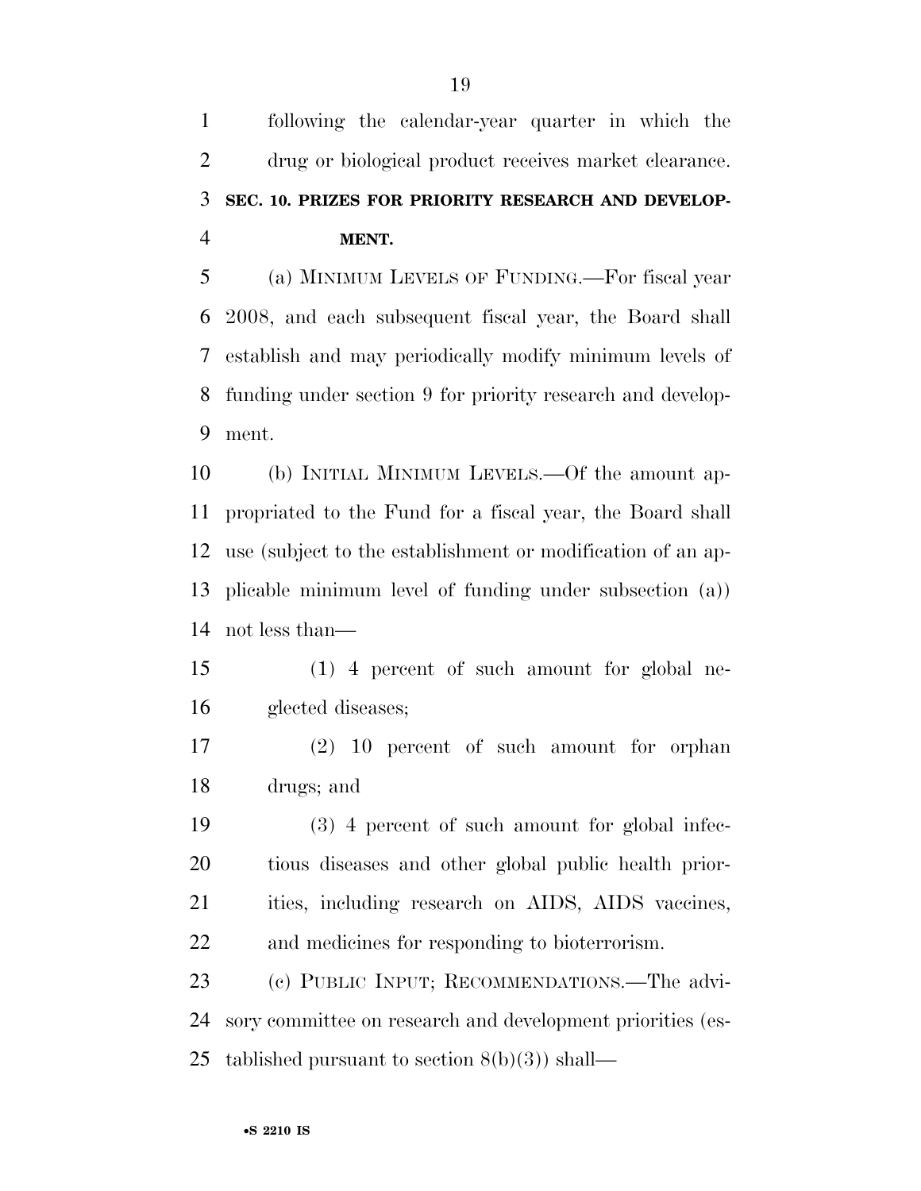following the calendar-year quarter in which the drug or biological product receives market clearance.

### SEC. 10. PRIZES FOR PRIORITY RESEARCH AND DEVELOPMENT.

(a) MINIMUM LEVELS OF FUNDING.—For fiscal year 2008, and each subsequent fiscal year, the Board shall establish and may periodically modify minimum levels of funding under section 9 for priority research and development.

(b) INITIAL MINIMUM LEVELS.—Of the amount appropriated to the Fund for a fiscal year, the Board shall use (subject to the establishment or modification of an applicable minimum level of funding under subsection (a)) not less than—

(1) 4 percent of such amount for global neglected diseases;

(2) 10 percent of such amount for orphan drugs; and

(3) 4 percent of such amount for global infectious diseases and other global public health priorities, including research on AIDS, AIDS vaccines, and medicines for responding to bioterrorism.

(c) PUBLIC INPUT; RECOMMENDATIONS.—The advisory committee on research and development priorities (established pursuant to section 8(b)(3)) shall—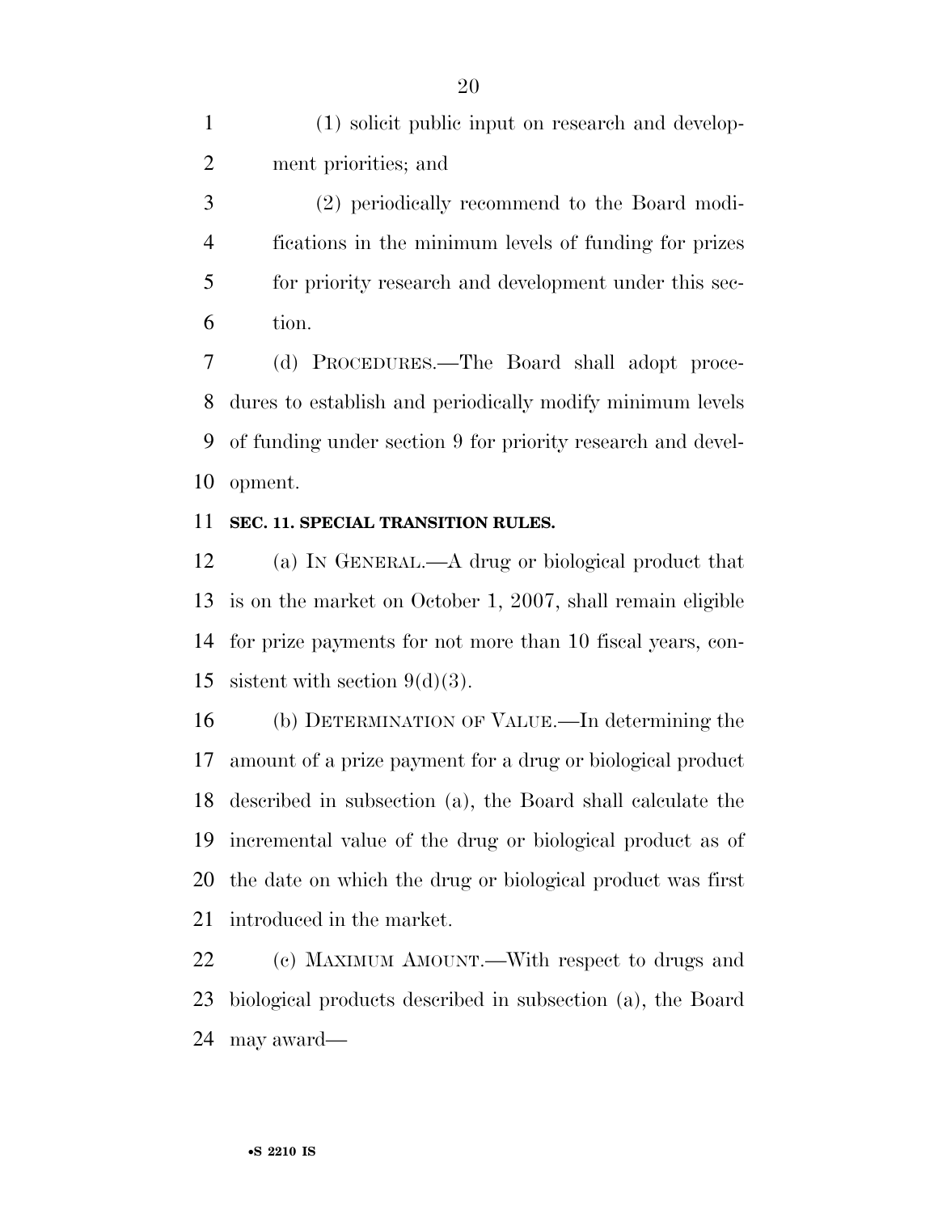(1) solicit public input on research and development priorities; and

(2) periodically recommend to the Board modifications in the minimum levels of funding for prizes for priority research and development under this section.

(d) PROCEDURES.—The Board shall adopt procedures to establish and periodically modify minimum levels of funding under section 9 for priority research and development.

**SEC. 11. SPECIAL TRANSITION RULES.**

(a) IN GENERAL.—A drug or biological product that is on the market on October 1, 2007, shall remain eligible for prize payments for not more than 10 fiscal years, consistent with section 9(d)(3).

(b) DETERMINATION OF VALUE.—In determining the amount of a prize payment for a drug or biological product described in subsection (a), the Board shall calculate the incremental value of the drug or biological product as of the date on which the drug or biological product was first introduced in the market.

(c) MAXIMUM AMOUNT.—With respect to drugs and biological products described in subsection (a), the Board may award—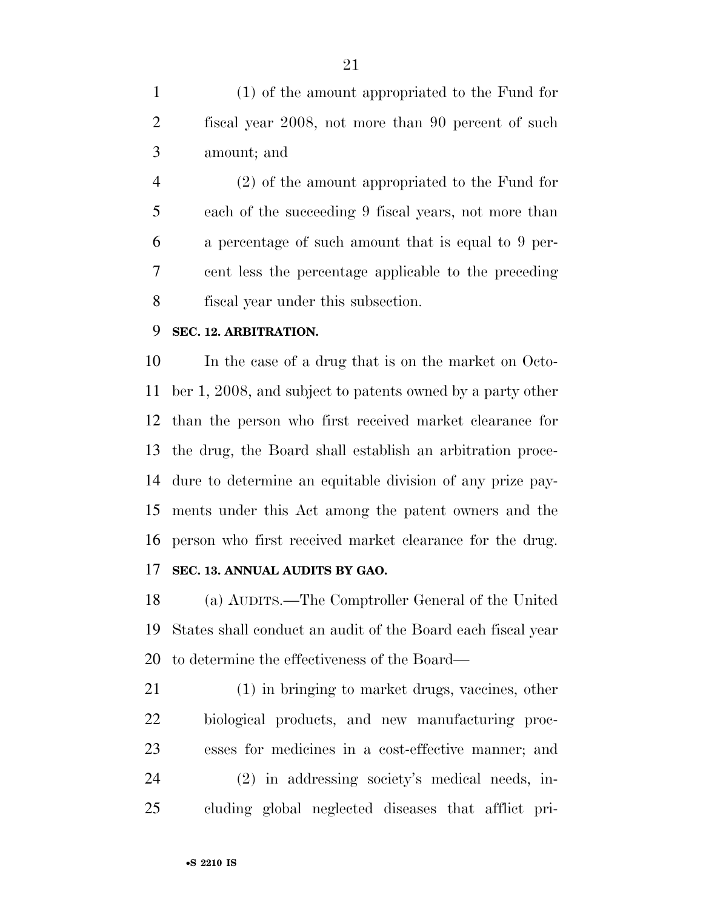(1) of the amount appropriated to the Fund for fiscal year 2008, not more than 90 percent of such amount; and

(2) of the amount appropriated to the Fund for each of the succeeding 9 fiscal years, not more than a percentage of such amount that is equal to 9 percent less the percentage applicable to the preceding fiscal year under this subsection.

**SEC. 12. ARBITRATION.**

In the case of a drug that is on the market on October 1, 2008, and subject to patents owned by a party other than the person who first received market clearance for the drug, the Board shall establish an arbitration procedure to determine an equitable division of any prize payments under this Act among the patent owners and the person who first received market clearance for the drug.

**SEC. 13. ANNUAL AUDITS BY GAO.**

(a) AUDITS.—The Comptroller General of the United States shall conduct an audit of the Board each fiscal year to determine the effectiveness of the Board—

(1) in bringing to market drugs, vaccines, other biological products, and new manufacturing processes for medicines in a cost-effective manner; and

(2) in addressing society's medical needs, including global neglected diseases that afflict pri-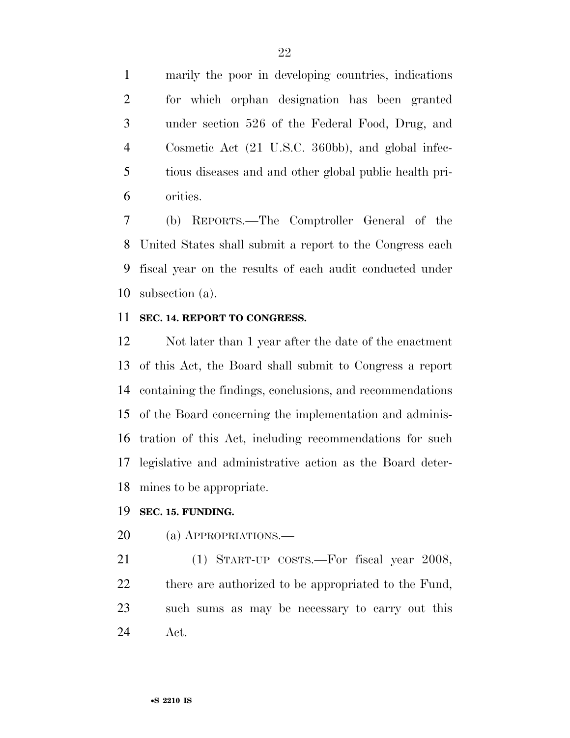marily the poor in developing countries, indications for which orphan designation has been granted under section 526 of the Federal Food, Drug, and Cosmetic Act (21 U.S.C. 360bb), and global infectious diseases and and other global public health priorities.

(b) REPORTS.—The Comptroller General of the United States shall submit a report to the Congress each fiscal year on the results of each audit conducted under subsection (a).

**SEC. 14. REPORT TO CONGRESS.**

Not later than 1 year after the date of the enactment of this Act, the Board shall submit to Congress a report containing the findings, conclusions, and recommendations of the Board concerning the implementation and administration of this Act, including recommendations for such legislative and administrative action as the Board determines to be appropriate.

**SEC. 15. FUNDING.**

(a) APPROPRIATIONS.—

(1) START-UP COSTS.—For fiscal year 2008, there are authorized to be appropriated to the Fund, such sums as may be necessary to carry out this Act.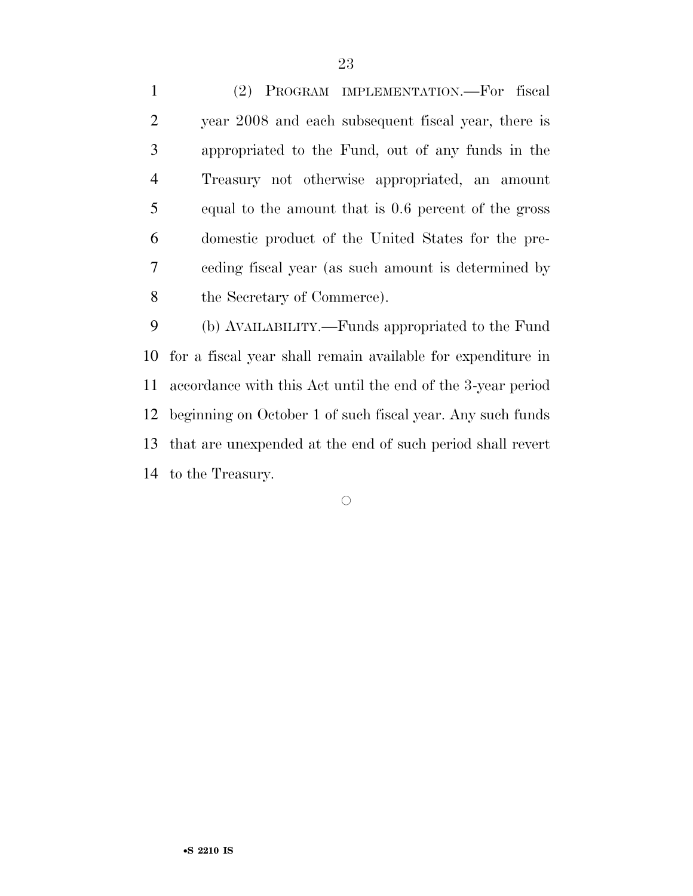(2) PROGRAM IMPLEMENTATION.—For fiscal year 2008 and each subsequent fiscal year, there is appropriated to the Fund, out of any funds in the Treasury not otherwise appropriated, an amount equal to the amount that is 0.6 percent of the gross domestic product of the United States for the preceding fiscal year (as such amount is determined by the Secretary of Commerce).

(b) AVAILABILITY.—Funds appropriated to the Fund for a fiscal year shall remain available for expenditure in accordance with this Act until the end of the 3-year period beginning on October 1 of such fiscal year. Any such funds that are unexpended at the end of such period shall revert to the Treasury.

○